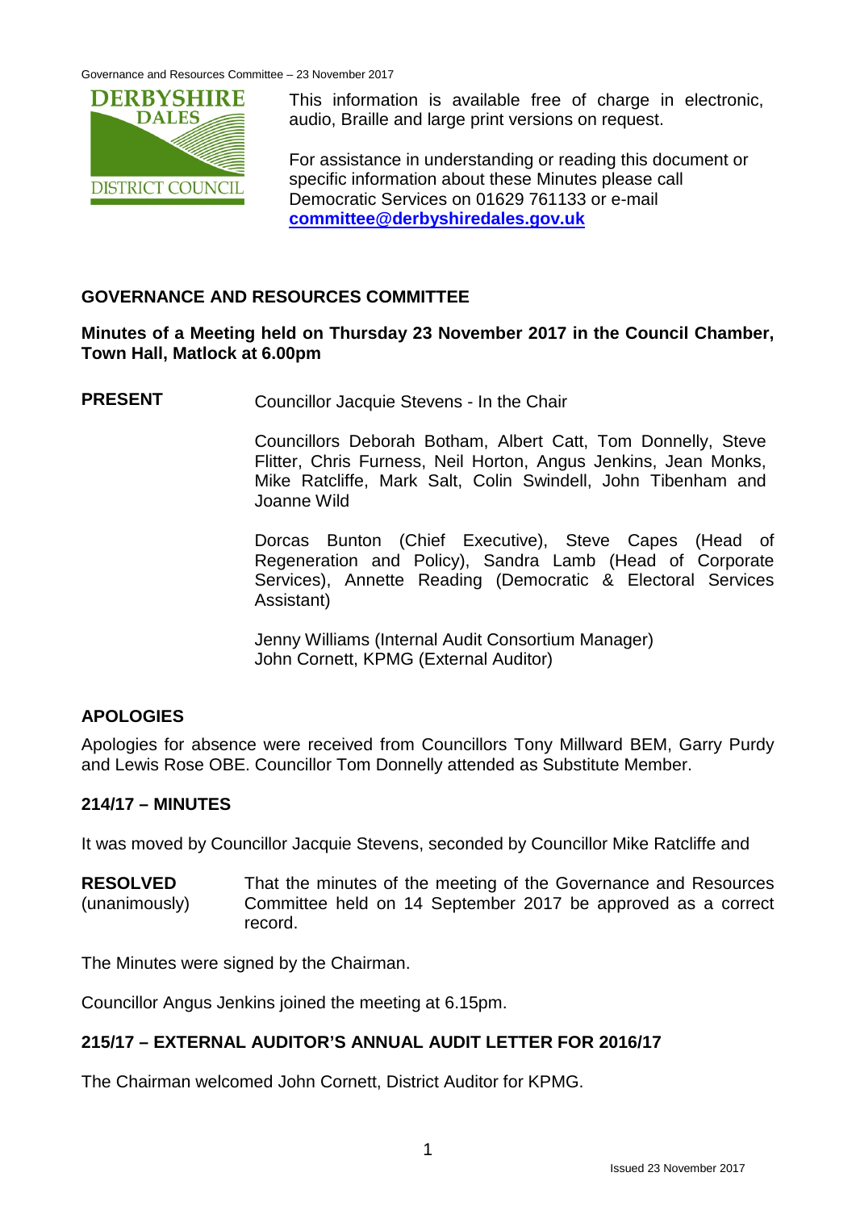This information is available free of charge in electronic, audio, Braille and large print versions on request.

For assistance in understanding or reading this document or specific information about these Minutes please call Democratic Services on 01629 761133 or e-mail **committee@derbyshiredales.gov.uk**

## GOVERNANCE AND RESOURCES COMMITTEE

**Minutes of a Meeting held on Thursday 23 November 2017 in the Council Chamber, Town Hall, Matlock at 6.00pm**

**PRESENT**

Councillor Jacquie Stevens - In the Chair

Councillors Deborah Botham, Albert Catt, Tom Donnelly, Steve Flitter, Chris Furness, Neil Horton, Angus Jenkins, Jean Monks, Mike Ratcliffe, Mark Salt, Colin Swindell, John Tibenham and Joanne Wild

Dorcas Bunton (Chief Executive), Steve Capes (Head of Regeneration and Policy), Sandra Lamb (Head of Corporate Services), Annette Reading (Democratic & Electoral Services Assistant)

Jenny Williams (Internal Audit Consortium Manager)
John Cornett, KPMG (External Auditor)

## APOLOGIES

Apologies for absence were received from Councillors Tony Millward BEM, Garry Purdy and Lewis Rose OBE. Councillor Tom Donnelly attended as Substitute Member.

## 214/17 – MINUTES

It was moved by Councillor Jacquie Stevens, seconded by Councillor Mike Ratcliffe and

**RESOLVED** (unanimously) That the minutes of the meeting of the Governance and Resources Committee held on 14 September 2017 be approved as a correct record.

The Minutes were signed by the Chairman.

Councillor Angus Jenkins joined the meeting at 6.15pm.

## 215/17 – EXTERNAL AUDITOR'S ANNUAL AUDIT LETTER FOR 2016/17

The Chairman welcomed John Cornett, District Auditor for KPMG.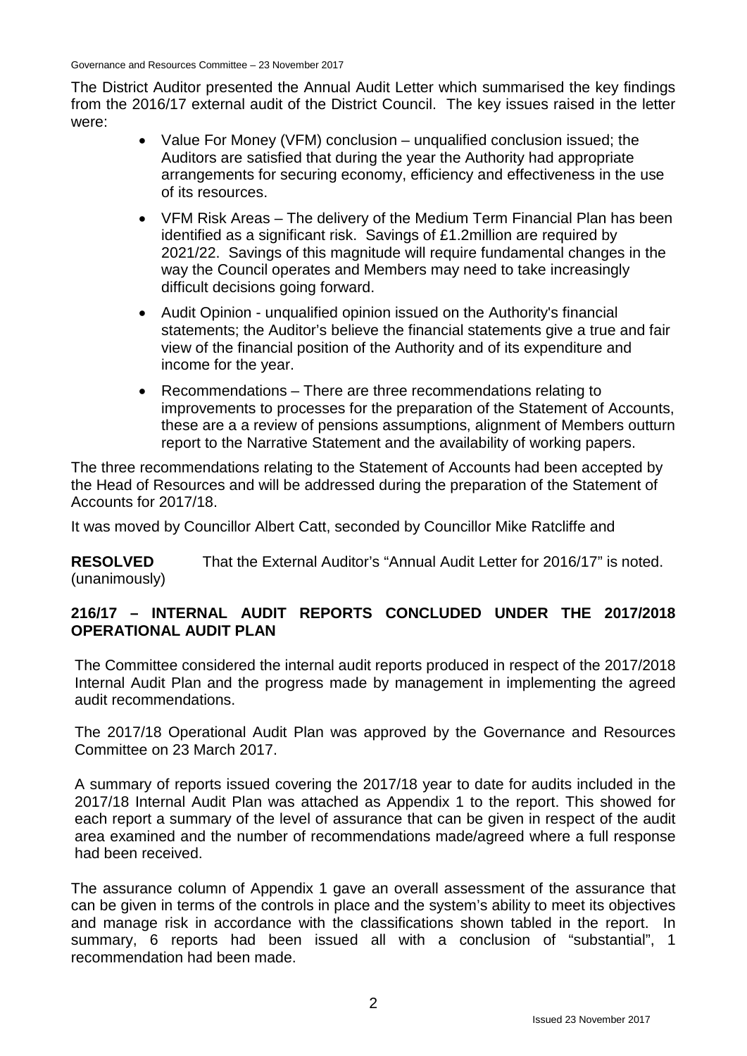The District Auditor presented the Annual Audit Letter which summarised the key findings from the 2016/17 external audit of the District Council. The key issues raised in the letter were:

- Value For Money (VFM) conclusion – unqualified conclusion issued; the Auditors are satisfied that during the year the Authority had appropriate arrangements for securing economy, efficiency and effectiveness in the use of its resources.
- VFM Risk Areas – The delivery of the Medium Term Financial Plan has been identified as a significant risk. Savings of £1.2million are required by 2021/22. Savings of this magnitude will require fundamental changes in the way the Council operates and Members may need to take increasingly difficult decisions going forward.
- Audit Opinion - unqualified opinion issued on the Authority's financial statements; the Auditor's believe the financial statements give a true and fair view of the financial position of the Authority and of its expenditure and income for the year.
- Recommendations – There are three recommendations relating to improvements to processes for the preparation of the Statement of Accounts, these are a a review of pensions assumptions, alignment of Members outturn report to the Narrative Statement and the availability of working papers.

The three recommendations relating to the Statement of Accounts had been accepted by the Head of Resources and will be addressed during the preparation of the Statement of Accounts for 2017/18.

It was moved by Councillor Albert Catt, seconded by Councillor Mike Ratcliffe and

**RESOLVED** (unanimously) That the External Auditor's "Annual Audit Letter for 2016/17" is noted.

## 216/17 – INTERNAL AUDIT REPORTS CONCLUDED UNDER THE 2017/2018 OPERATIONAL AUDIT PLAN

The Committee considered the internal audit reports produced in respect of the 2017/2018 Internal Audit Plan and the progress made by management in implementing the agreed audit recommendations.

The 2017/18 Operational Audit Plan was approved by the Governance and Resources Committee on 23 March 2017.

A summary of reports issued covering the 2017/18 year to date for audits included in the 2017/18 Internal Audit Plan was attached as Appendix 1 to the report. This showed for each report a summary of the level of assurance that can be given in respect of the audit area examined and the number of recommendations made/agreed where a full response had been received.

The assurance column of Appendix 1 gave an overall assessment of the assurance that can be given in terms of the controls in place and the system's ability to meet its objectives and manage risk in accordance with the classifications shown tabled in the report. In summary, 6 reports had been issued all with a conclusion of "substantial", 1 recommendation had been made.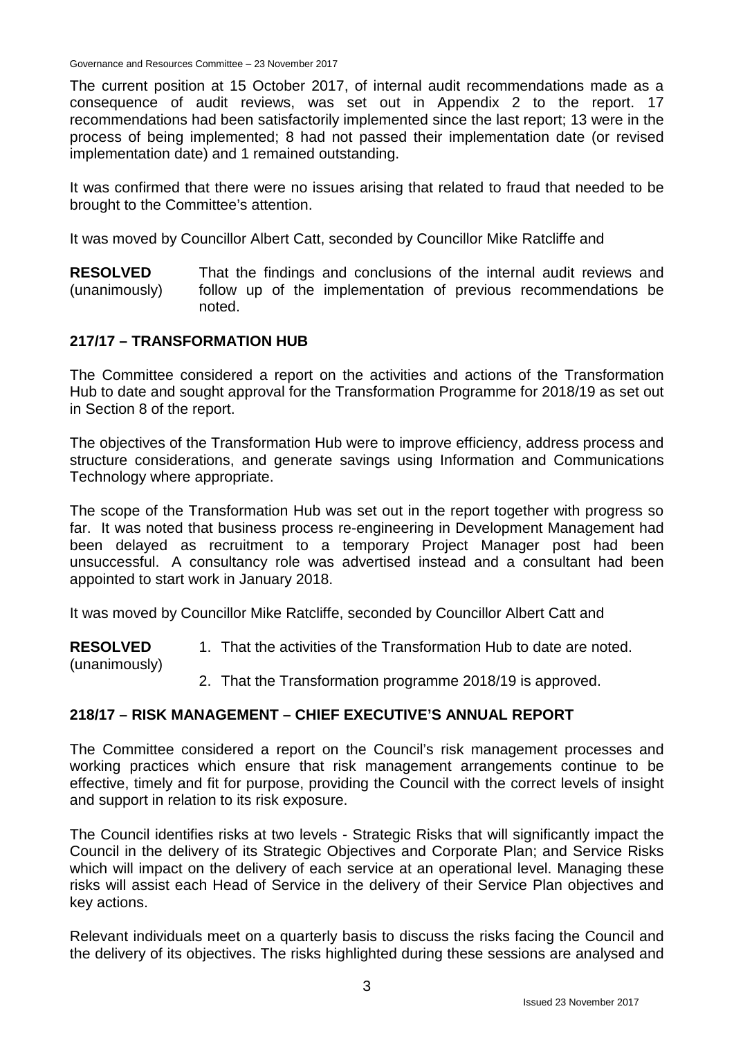The current position at 15 October 2017, of internal audit recommendations made as a consequence of audit reviews, was set out in Appendix 2 to the report. 17 recommendations had been satisfactorily implemented since the last report; 13 were in the process of being implemented; 8 had not passed their implementation date (or revised implementation date) and 1 remained outstanding.

It was confirmed that there were no issues arising that related to fraud that needed to be brought to the Committee's attention.

It was moved by Councillor Albert Catt, seconded by Councillor Mike Ratcliffe and

**RESOLVED** (unanimously) That the findings and conclusions of the internal audit reviews and follow up of the implementation of previous recommendations be noted.

## 217/17 – TRANSFORMATION HUB

The Committee considered a report on the activities and actions of the Transformation Hub to date and sought approval for the Transformation Programme for 2018/19 as set out in Section 8 of the report.

The objectives of the Transformation Hub were to improve efficiency, address process and structure considerations, and generate savings using Information and Communications Technology where appropriate.

The scope of the Transformation Hub was set out in the report together with progress so far. It was noted that business process re-engineering in Development Management had been delayed as recruitment to a temporary Project Manager post had been unsuccessful. A consultancy role was advertised instead and a consultant had been appointed to start work in January 2018.

It was moved by Councillor Mike Ratcliffe, seconded by Councillor Albert Catt and

**RESOLVED** (unanimously)

1. That the activities of the Transformation Hub to date are noted.
2. That the Transformation programme 2018/19 is approved.

## 218/17 – RISK MANAGEMENT – CHIEF EXECUTIVE'S ANNUAL REPORT

The Committee considered a report on the Council's risk management processes and working practices which ensure that risk management arrangements continue to be effective, timely and fit for purpose, providing the Council with the correct levels of insight and support in relation to its risk exposure.

The Council identifies risks at two levels - Strategic Risks that will significantly impact the Council in the delivery of its Strategic Objectives and Corporate Plan; and Service Risks which will impact on the delivery of each service at an operational level. Managing these risks will assist each Head of Service in the delivery of their Service Plan objectives and key actions.

Relevant individuals meet on a quarterly basis to discuss the risks facing the Council and the delivery of its objectives. The risks highlighted during these sessions are analysed and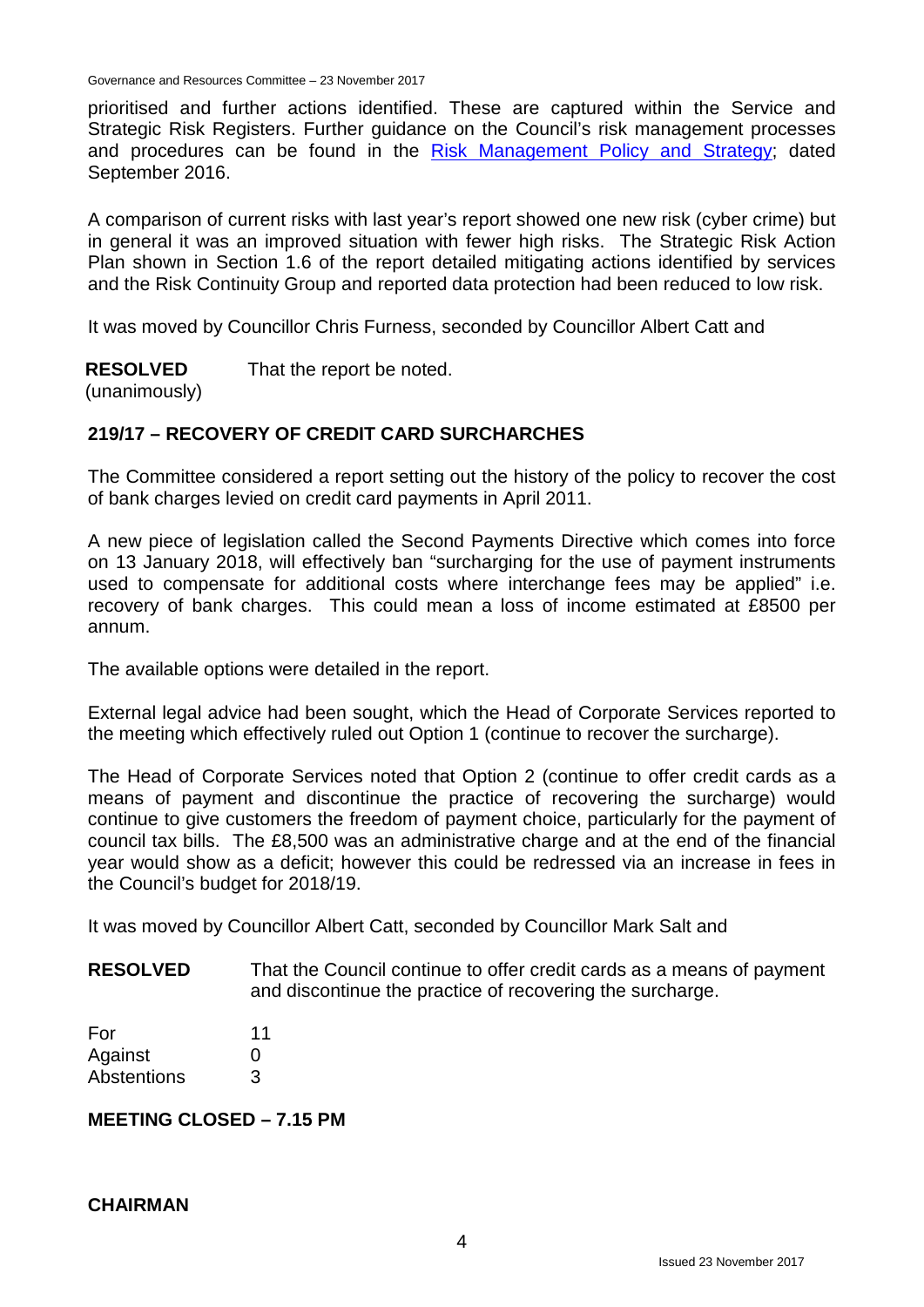prioritised and further actions identified. These are captured within the Service and Strategic Risk Registers. Further guidance on the Council's risk management processes and procedures can be found in the Risk Management Policy and Strategy; dated September 2016.

A comparison of current risks with last year's report showed one new risk (cyber crime) but in general it was an improved situation with fewer high risks. The Strategic Risk Action Plan shown in Section 1.6 of the report detailed mitigating actions identified by services and the Risk Continuity Group and reported data protection had been reduced to low risk.

It was moved by Councillor Chris Furness, seconded by Councillor Albert Catt and

**RESOLVED** (unanimously) That the report be noted.

## 219/17 – RECOVERY OF CREDIT CARD SURCHARCHES

The Committee considered a report setting out the history of the policy to recover the cost of bank charges levied on credit card payments in April 2011.

A new piece of legislation called the Second Payments Directive which comes into force on 13 January 2018, will effectively ban "surcharging for the use of payment instruments used to compensate for additional costs where interchange fees may be applied" i.e. recovery of bank charges. This could mean a loss of income estimated at £8500 per annum.

The available options were detailed in the report.

External legal advice had been sought, which the Head of Corporate Services reported to the meeting which effectively ruled out Option 1 (continue to recover the surcharge).

The Head of Corporate Services noted that Option 2 (continue to offer credit cards as a means of payment and discontinue the practice of recovering the surcharge) would continue to give customers the freedom of payment choice, particularly for the payment of council tax bills. The £8,500 was an administrative charge and at the end of the financial year would show as a deficit; however this could be redressed via an increase in fees in the Council's budget for 2018/19.

It was moved by Councillor Albert Catt, seconded by Councillor Mark Salt and

**RESOLVED** That the Council continue to offer credit cards as a means of payment and discontinue the practice of recovering the surcharge.

| | |
|---|---|
| For | 11 |
| Against | 0 |
| Abstentions | 3 |

**MEETING CLOSED – 7.15 PM**

**CHAIRMAN**

Issued 23 November 2017